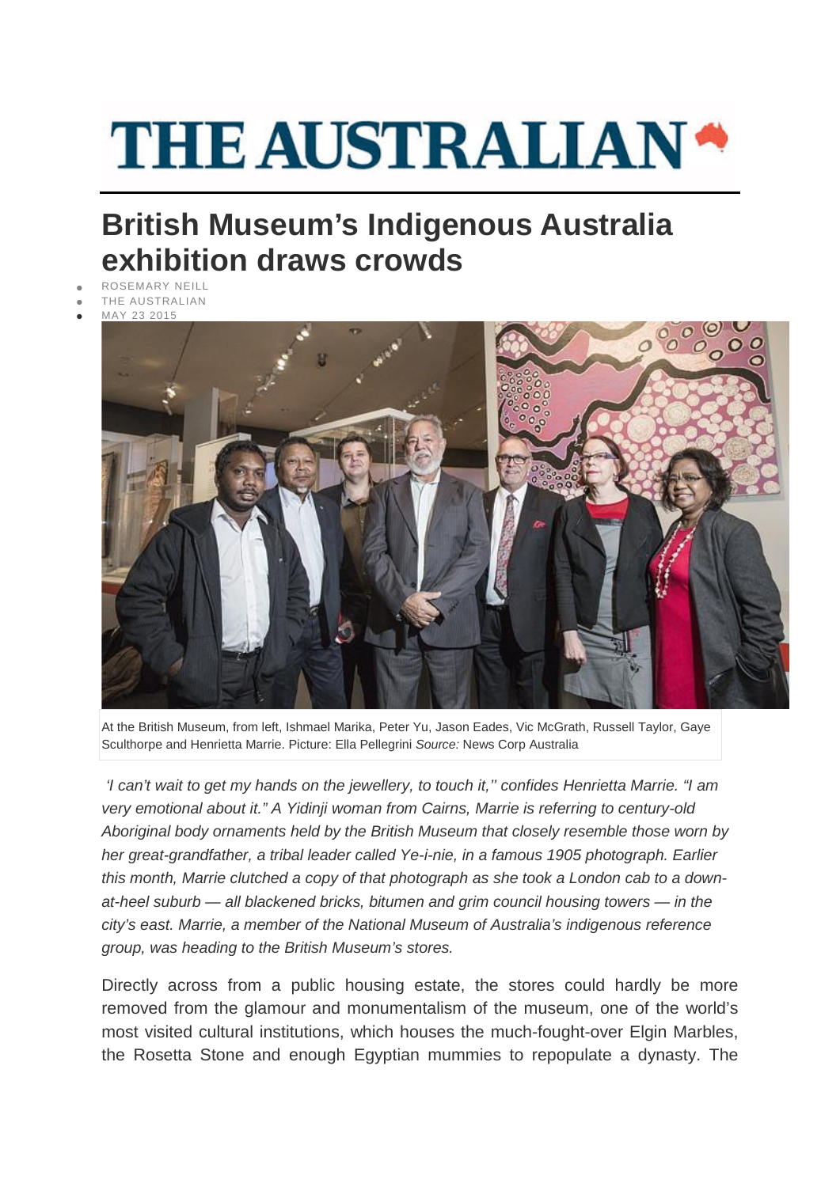# THE AUSTRALIAN

## British Museum's Indigenous Australia exhibition draws crowds

- ROSEMARY NEILL
- THE AUSTRALIAN
- MAY 23 2015

At the British Museum, from left, Ishmael Marika, Peter Yu, Jason Eades, Vic McGrath, Russell Taylor, Gaye Sculthorpe and Henrietta Marrie. Picture: Ella Pellegrini *Source:* News Corp Australia

*'I can't wait to get my hands on the jewellery, to touch it,'' confides Henrietta Marrie. "I am very emotional about it." A Yidinji woman from Cairns, Marrie is referring to century-old Aboriginal body ornaments held by the British Museum that closely resemble those worn by her great-grandfather, a tribal leader called Ye-i-nie, in a famous 1905 photograph. Earlier this month, Marrie clutched a copy of that photograph as she took a London cab to a down-at-heel suburb — all blackened bricks, bitumen and grim council housing towers — in the city's east. Marrie, a member of the National Museum of Australia's indigenous reference group, was heading to the British Museum's stores.*

Directly across from a public housing estate, the stores could hardly be more removed from the glamour and monumentalism of the museum, one of the world's most visited cultural institutions, which houses the much-fought-over Elgin Marbles, the Rosetta Stone and enough Egyptian mummies to repopulate a dynasty. The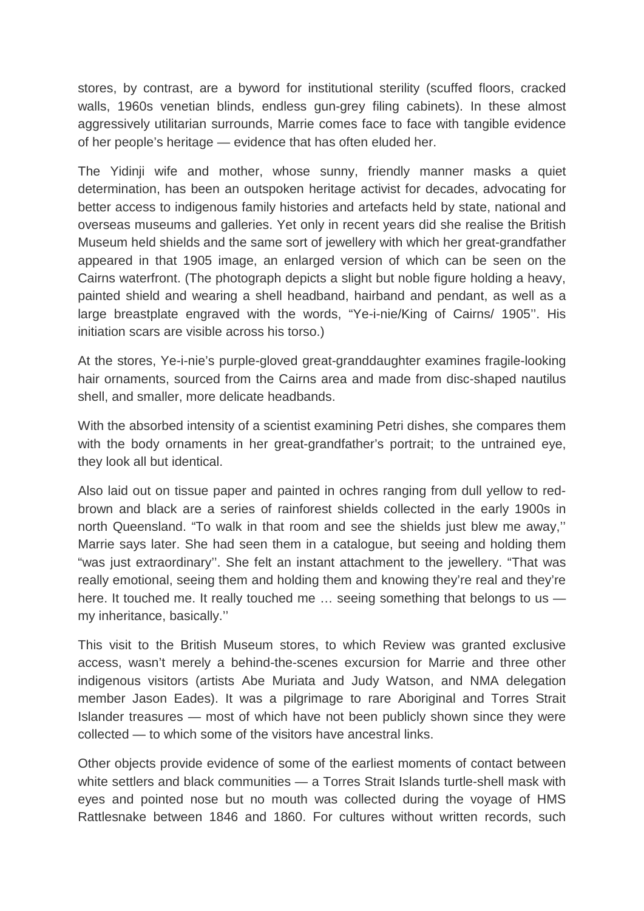stores, by contrast, are a byword for institutional sterility (scuffed floors, cracked walls, 1960s venetian blinds, endless gun-grey filing cabinets). In these almost aggressively utilitarian surrounds, Marrie comes face to face with tangible evidence of her people's heritage — evidence that has often eluded her.

The Yidinji wife and mother, whose sunny, friendly manner masks a quiet determination, has been an outspoken heritage activist for decades, advocating for better access to indigenous family histories and artefacts held by state, national and overseas museums and galleries. Yet only in recent years did she realise the British Museum held shields and the same sort of jewellery with which her great-grandfather appeared in that 1905 image, an enlarged version of which can be seen on the Cairns waterfront. (The photograph depicts a slight but noble figure holding a heavy, painted shield and wearing a shell headband, hairband and pendant, as well as a large breastplate engraved with the words, "Ye-i-nie/King of Cairns/ 1905''. His initiation scars are visible across his torso.)

At the stores, Ye-i-nie's purple-gloved great-granddaughter examines fragile-looking hair ornaments, sourced from the Cairns area and made from disc-shaped nautilus shell, and smaller, more delicate headbands.

With the absorbed intensity of a scientist examining Petri dishes, she compares them with the body ornaments in her great-grandfather's portrait; to the untrained eye, they look all but identical.

Also laid out on tissue paper and painted in ochres ranging from dull yellow to red-brown and black are a series of rainforest shields collected in the early 1900s in north Queensland. "To walk in that room and see the shields just blew me away,'' Marrie says later. She had seen them in a catalogue, but seeing and holding them "was just extraordinary''. She felt an instant attachment to the jewellery. "That was really emotional, seeing them and holding them and knowing they're real and they're here. It touched me. It really touched me … seeing something that belongs to us — my inheritance, basically.''

This visit to the British Museum stores, to which Review was granted exclusive access, wasn't merely a behind-the-scenes excursion for Marrie and three other indigenous visitors (artists Abe Muriata and Judy Watson, and NMA delegation member Jason Eades). It was a pilgrimage to rare Aboriginal and Torres Strait Islander treasures — most of which have not been publicly shown since they were collected — to which some of the visitors have ancestral links.

Other objects provide evidence of some of the earliest moments of contact between white settlers and black communities — a Torres Strait Islands turtle-shell mask with eyes and pointed nose but no mouth was collected during the voyage of HMS Rattlesnake between 1846 and 1860. For cultures without written records, such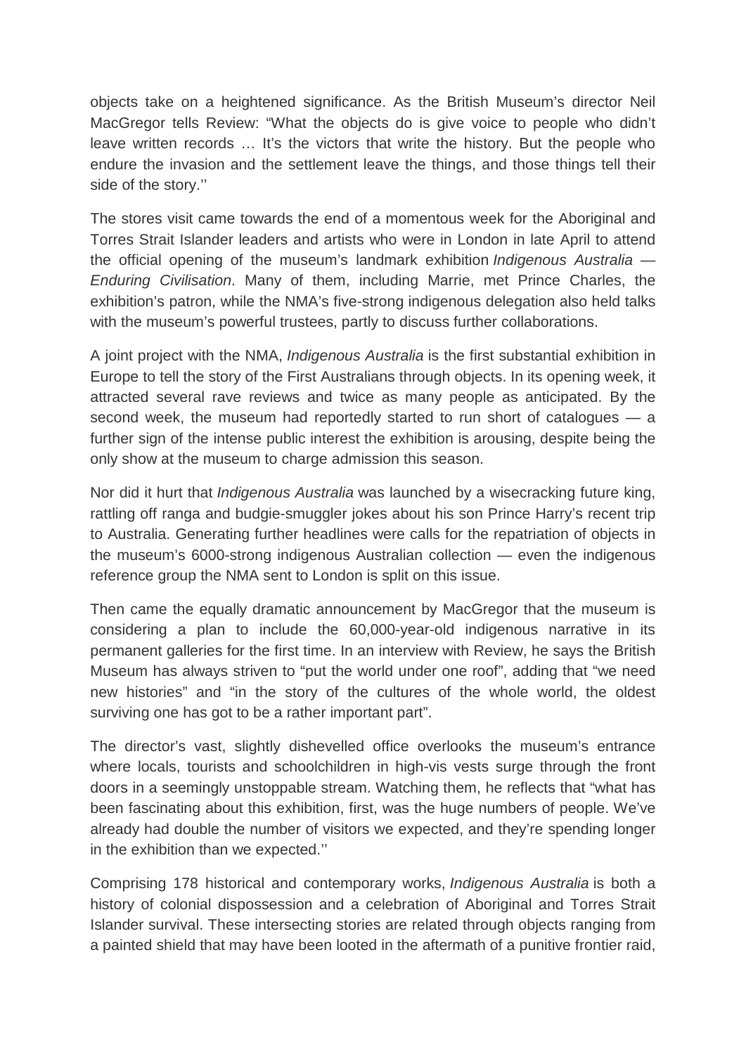objects take on a heightened significance. As the British Museum's director Neil MacGregor tells Review: "What the objects do is give voice to people who didn't leave written records … It's the victors that write the history. But the people who endure the invasion and the settlement leave the things, and those things tell their side of the story.''

The stores visit came towards the end of a momentous week for the Aboriginal and Torres Strait Islander leaders and artists who were in London in late April to attend the official opening of the museum's landmark exhibition *Indigenous Australia — Enduring Civilisation*. Many of them, including Marrie, met Prince Charles, the exhibition's patron, while the NMA's five-strong indigenous delegation also held talks with the museum's powerful trustees, partly to discuss further collaborations.

A joint project with the NMA, *Indigenous Australia* is the first substantial exhibition in Europe to tell the story of the First Australians through objects. In its opening week, it attracted several rave reviews and twice as many people as anticipated. By the second week, the museum had reportedly started to run short of catalogues — a further sign of the intense public interest the exhibition is arousing, despite being the only show at the museum to charge admission this season.

Nor did it hurt that *Indigenous Australia* was launched by a wisecracking future king, rattling off ranga and budgie-smuggler jokes about his son Prince Harry's recent trip to Australia. Generating further headlines were calls for the repatriation of objects in the museum's 6000-strong indigenous Australian collection — even the indigenous reference group the NMA sent to London is split on this issue.

Then came the equally dramatic announcement by MacGregor that the museum is considering a plan to include the 60,000-year-old indigenous narrative in its permanent galleries for the first time. In an interview with Review, he says the British Museum has always striven to "put the world under one roof", adding that "we need new histories" and "in the story of the cultures of the whole world, the oldest surviving one has got to be a rather important part".

The director's vast, slightly dishevelled office overlooks the museum's entrance where locals, tourists and schoolchildren in high-vis vests surge through the front doors in a seemingly unstoppable stream. Watching them, he reflects that "what has been fascinating about this exhibition, first, was the huge numbers of people. We've already had double the number of visitors we expected, and they're spending longer in the exhibition than we expected.''

Comprising 178 historical and contemporary works, *Indigenous Australia* is both a history of colonial dispossession and a celebration of Aboriginal and Torres Strait Islander survival. These intersecting stories are related through objects ranging from a painted shield that may have been looted in the aftermath of a punitive frontier raid,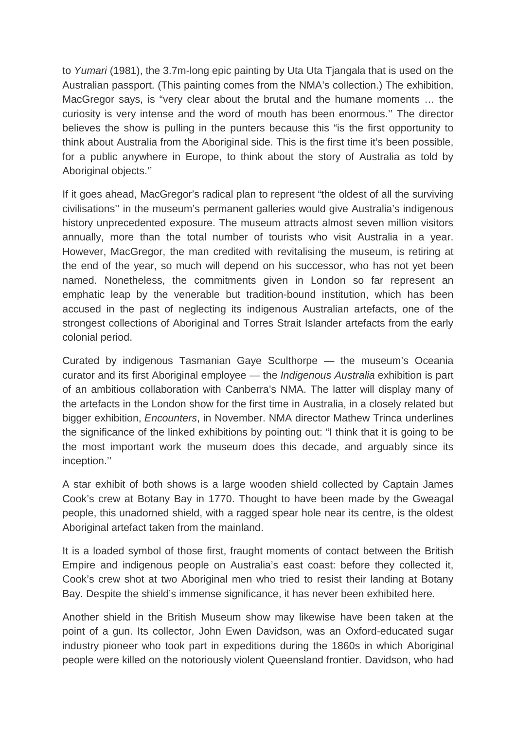to *Yumari* (1981), the 3.7m-long epic painting by Uta Uta Tjangala that is used on the Australian passport. (This painting comes from the NMA's collection.) The exhibition, MacGregor says, is "very clear about the brutal and the humane moments … the curiosity is very intense and the word of mouth has been enormous.'' The director believes the show is pulling in the punters because this "is the first opportunity to think about Australia from the Aboriginal side. This is the first time it's been possible, for a public anywhere in Europe, to think about the story of Australia as told by Aboriginal objects.''

If it goes ahead, MacGregor's radical plan to represent "the oldest of all the surviving civilisations'' in the museum's permanent galleries would give Australia's indigenous history unprecedented exposure. The museum attracts almost seven million visitors annually, more than the total number of tourists who visit Australia in a year. However, MacGregor, the man credited with revitalising the museum, is retiring at the end of the year, so much will depend on his successor, who has not yet been named. Nonetheless, the commitments given in London so far represent an emphatic leap by the venerable but tradition-bound institution, which has been accused in the past of neglecting its indigenous Australian artefacts, one of the strongest collections of Aboriginal and Torres Strait Islander artefacts from the early colonial period.

Curated by indigenous Tasmanian Gaye Sculthorpe — the museum's Oceania curator and its first Aboriginal employee — the *Indigenous Australia* exhibition is part of an ambitious collaboration with Canberra's NMA. The latter will display many of the artefacts in the London show for the first time in Australia, in a closely related but bigger exhibition, *Encounters*, in November. NMA director Mathew Trinca underlines the significance of the linked exhibitions by pointing out: "I think that it is going to be the most important work the museum does this decade, and arguably since its inception.''

A star exhibit of both shows is a large wooden shield collected by Captain James Cook's crew at Botany Bay in 1770. Thought to have been made by the Gweagal people, this unadorned shield, with a ragged spear hole near its centre, is the oldest Aboriginal artefact taken from the mainland.

It is a loaded symbol of those first, fraught moments of contact between the British Empire and indigenous people on Australia's east coast: before they collected it, Cook's crew shot at two Aboriginal men who tried to resist their landing at Botany Bay. Despite the shield's immense significance, it has never been exhibited here.

Another shield in the British Museum show may likewise have been taken at the point of a gun. Its collector, John Ewen Davidson, was an Oxford-educated sugar industry pioneer who took part in expeditions during the 1860s in which Aboriginal people were killed on the notoriously violent Queensland frontier. Davidson, who had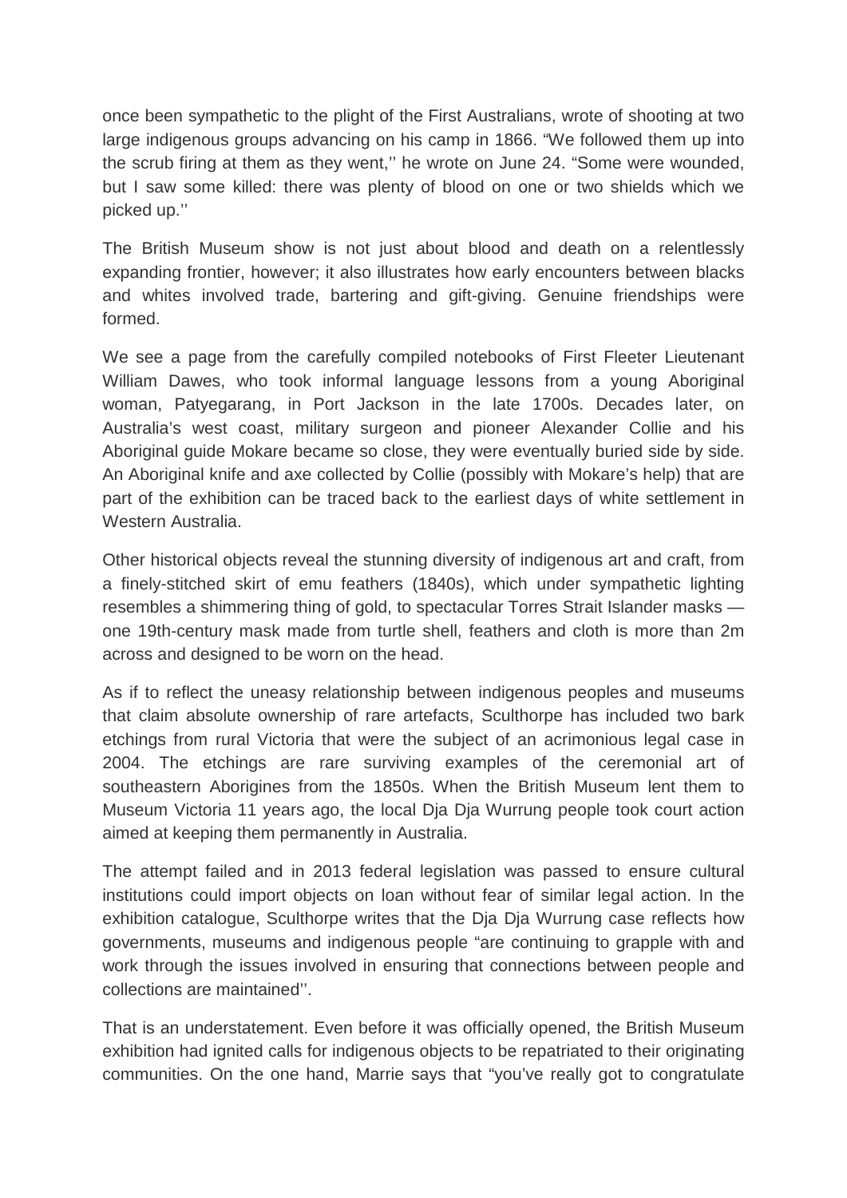once been sympathetic to the plight of the First Australians, wrote of shooting at two large indigenous groups advancing on his camp in 1866. "We followed them up into the scrub firing at them as they went,'' he wrote on June 24. "Some were wounded, but I saw some killed: there was plenty of blood on one or two shields which we picked up.''

The British Museum show is not just about blood and death on a relentlessly expanding frontier, however; it also illustrates how early encounters between blacks and whites involved trade, bartering and gift-giving. Genuine friendships were formed.

We see a page from the carefully compiled notebooks of First Fleeter Lieutenant William Dawes, who took informal language lessons from a young Aboriginal woman, Patyegarang, in Port Jackson in the late 1700s. Decades later, on Australia's west coast, military surgeon and pioneer Alexander Collie and his Aboriginal guide Mokare became so close, they were eventually buried side by side. An Aboriginal knife and axe collected by Collie (possibly with Mokare's help) that are part of the exhibition can be traced back to the earliest days of white settlement in Western Australia.

Other historical objects reveal the stunning diversity of indigenous art and craft, from a finely-stitched skirt of emu feathers (1840s), which under sympathetic lighting resembles a shimmering thing of gold, to spectacular Torres Strait Islander masks — one 19th-century mask made from turtle shell, feathers and cloth is more than 2m across and designed to be worn on the head.

As if to reflect the uneasy relationship between indigenous peoples and museums that claim absolute ownership of rare artefacts, Sculthorpe has included two bark etchings from rural Victoria that were the subject of an acrimonious legal case in 2004. The etchings are rare surviving examples of the ceremonial art of southeastern Aborigines from the 1850s. When the British Museum lent them to Museum Victoria 11 years ago, the local Dja Dja Wurrung people took court action aimed at keeping them permanently in Australia.

The attempt failed and in 2013 federal legislation was passed to ensure cultural institutions could import objects on loan without fear of similar legal action. In the exhibition catalogue, Sculthorpe writes that the Dja Dja Wurrung case reflects how governments, museums and indigenous people "are continuing to grapple with and work through the issues involved in ensuring that connections between people and collections are maintained''.

That is an understatement. Even before it was officially opened, the British Museum exhibition had ignited calls for indigenous objects to be repatriated to their originating communities. On the one hand, Marrie says that "you've really got to congratulate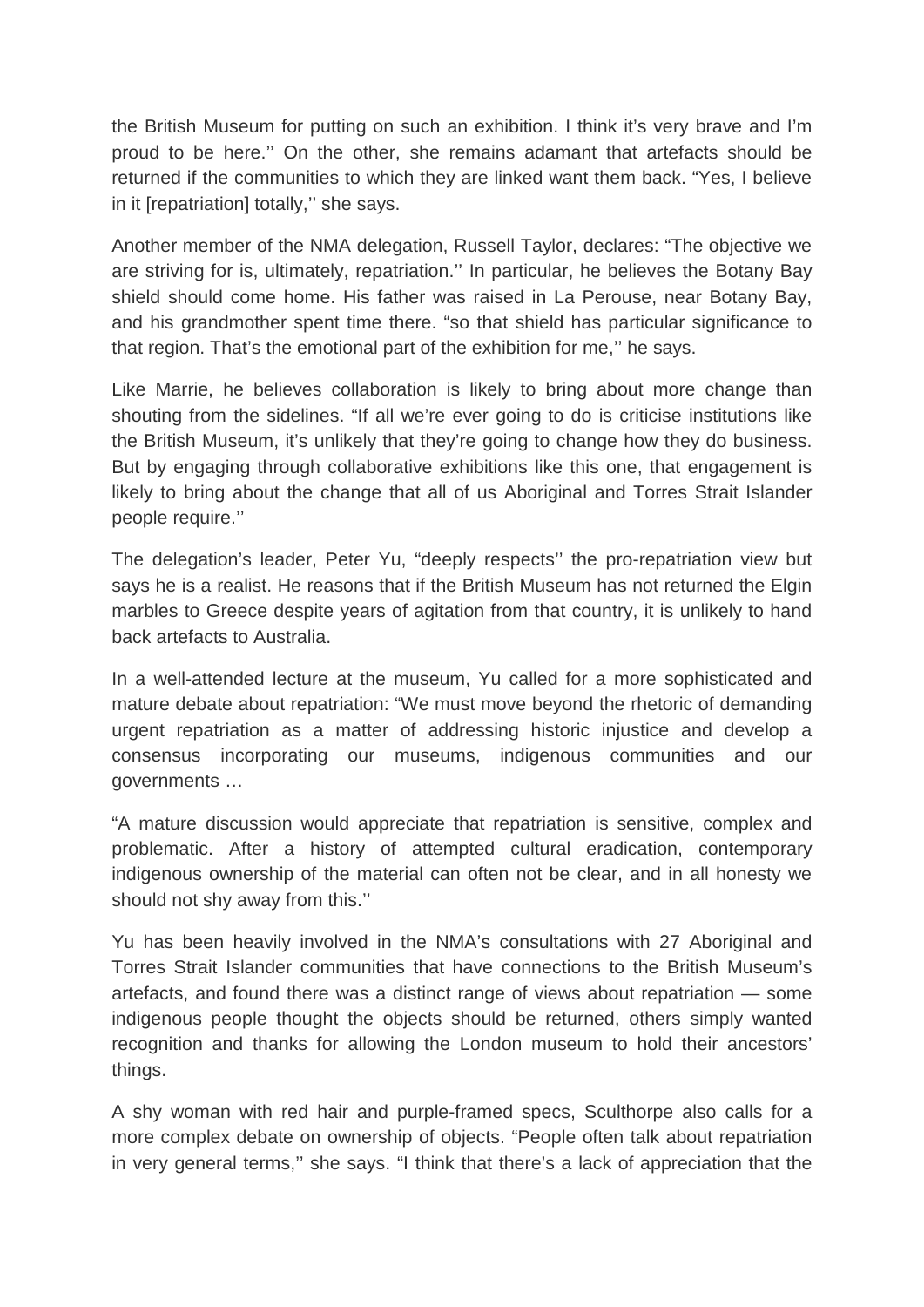the British Museum for putting on such an exhibition. I think it's very brave and I'm proud to be here.'' On the other, she remains adamant that artefacts should be returned if the communities to which they are linked want them back. "Yes, I believe in it [repatriation] totally,'' she says.

Another member of the NMA delegation, Russell Taylor, declares: "The objective we are striving for is, ultimately, repatriation.'' In particular, he believes the Botany Bay shield should come home. His father was raised in La Perouse, near Botany Bay, and his grandmother spent time there. "so that shield has particular significance to that region. That's the emotional part of the exhibition for me,'' he says.

Like Marrie, he believes collaboration is likely to bring about more change than shouting from the sidelines. "If all we're ever going to do is criticise institutions like the British Museum, it's unlikely that they're going to change how they do business. But by engaging through collaborative exhibitions like this one, that engagement is likely to bring about the change that all of us Aboriginal and Torres Strait Islander people require.''

The delegation's leader, Peter Yu, "deeply respects'' the pro-repatriation view but says he is a realist. He reasons that if the British Museum has not returned the Elgin marbles to Greece despite years of agitation from that country, it is unlikely to hand back artefacts to Australia.

In a well-attended lecture at the museum, Yu called for a more sophisticated and mature debate about repatriation: "We must move beyond the rhetoric of demanding urgent repatriation as a matter of addressing historic injustice and develop a consensus incorporating our museums, indigenous communities and our governments …

"A mature discussion would appreciate that repatriation is sensitive, complex and problematic. After a history of attempted cultural eradication, contemporary indigenous ownership of the material can often not be clear, and in all honesty we should not shy away from this.''

Yu has been heavily involved in the NMA's consultations with 27 Aboriginal and Torres Strait Islander communities that have connections to the British Museum's artefacts, and found there was a distinct range of views about repatriation — some indigenous people thought the objects should be returned, others simply wanted recognition and thanks for allowing the London museum to hold their ancestors' things.

A shy woman with red hair and purple-framed specs, Sculthorpe also calls for a more complex debate on ownership of objects. "People often talk about repatriation in very general terms,'' she says. "I think that there's a lack of appreciation that the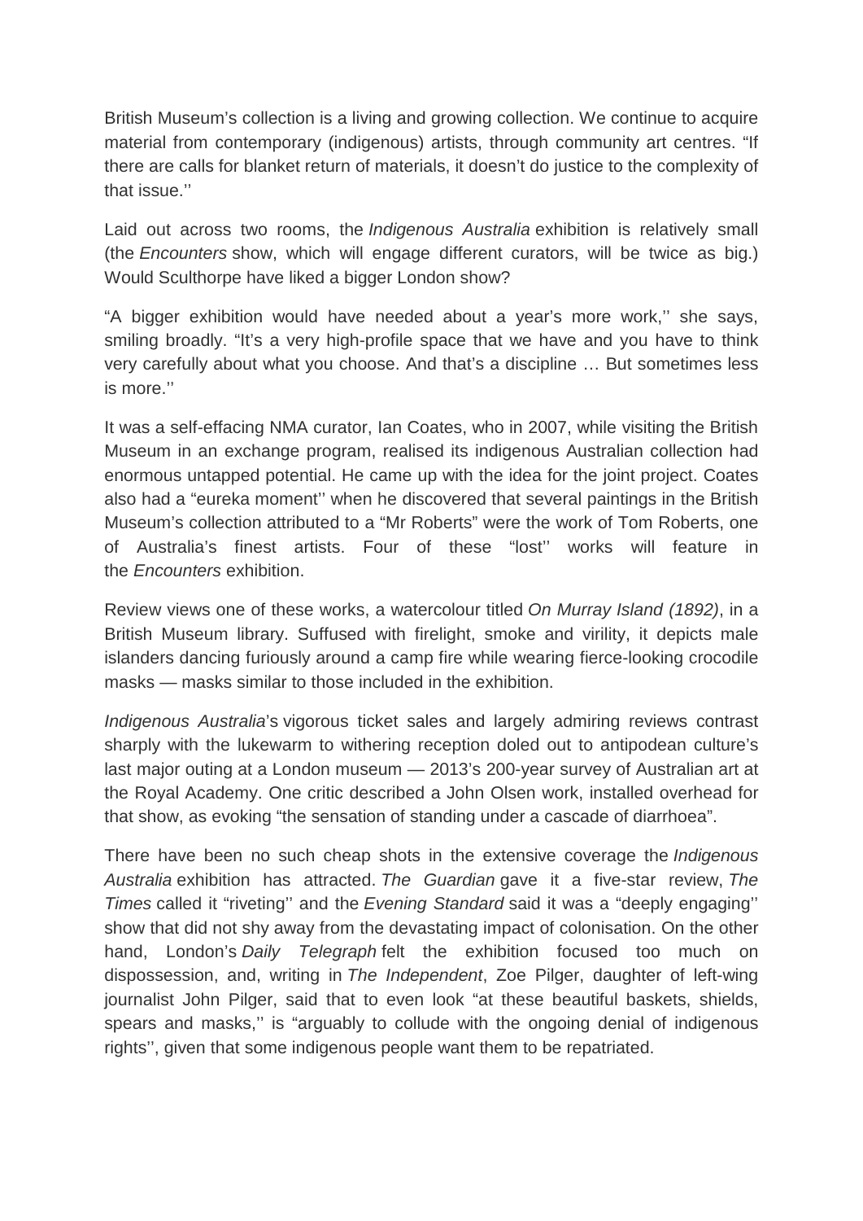British Museum's collection is a living and growing collection. We continue to acquire material from contemporary (indigenous) artists, through community art centres. "If there are calls for blanket return of materials, it doesn't do justice to the complexity of that issue.''

Laid out across two rooms, the *Indigenous Australia* exhibition is relatively small (the *Encounters* show, which will engage different curators, will be twice as big.) Would Sculthorpe have liked a bigger London show?

"A bigger exhibition would have needed about a year's more work,'' she says, smiling broadly. "It's a very high-profile space that we have and you have to think very carefully about what you choose. And that's a discipline … But sometimes less is more.''

It was a self-effacing NMA curator, Ian Coates, who in 2007, while visiting the British Museum in an exchange program, realised its indigenous Australian collection had enormous untapped potential. He came up with the idea for the joint project. Coates also had a "eureka moment'' when he discovered that several paintings in the British Museum's collection attributed to a "Mr Roberts" were the work of Tom Roberts, one of Australia's finest artists. Four of these "lost'' works will feature in the *Encounters* exhibition.

Review views one of these works, a watercolour titled *On Murray Island (1892)*, in a British Museum library. Suffused with firelight, smoke and virility, it depicts male islanders dancing furiously around a camp fire while wearing fierce-looking crocodile masks — masks similar to those included in the exhibition.

*Indigenous Australia*'s vigorous ticket sales and largely admiring reviews contrast sharply with the lukewarm to withering reception doled out to antipodean culture's last major outing at a London museum — 2013's 200-year survey of Australian art at the Royal Academy. One critic described a John Olsen work, installed overhead for that show, as evoking "the sensation of standing under a cascade of diarrhoea".

There have been no such cheap shots in the extensive coverage the *Indigenous Australia* exhibition has attracted. *The Guardian* gave it a five-star review, *The Times* called it "riveting'' and the *Evening Standard* said it was a "deeply engaging'' show that did not shy away from the devastating impact of colonisation. On the other hand, London's *Daily Telegraph* felt the exhibition focused too much on dispossession, and, writing in *The Independent*, Zoe Pilger, daughter of left-wing journalist John Pilger, said that to even look "at these beautiful baskets, shields, spears and masks,'' is "arguably to collude with the ongoing denial of indigenous rights'', given that some indigenous people want them to be repatriated.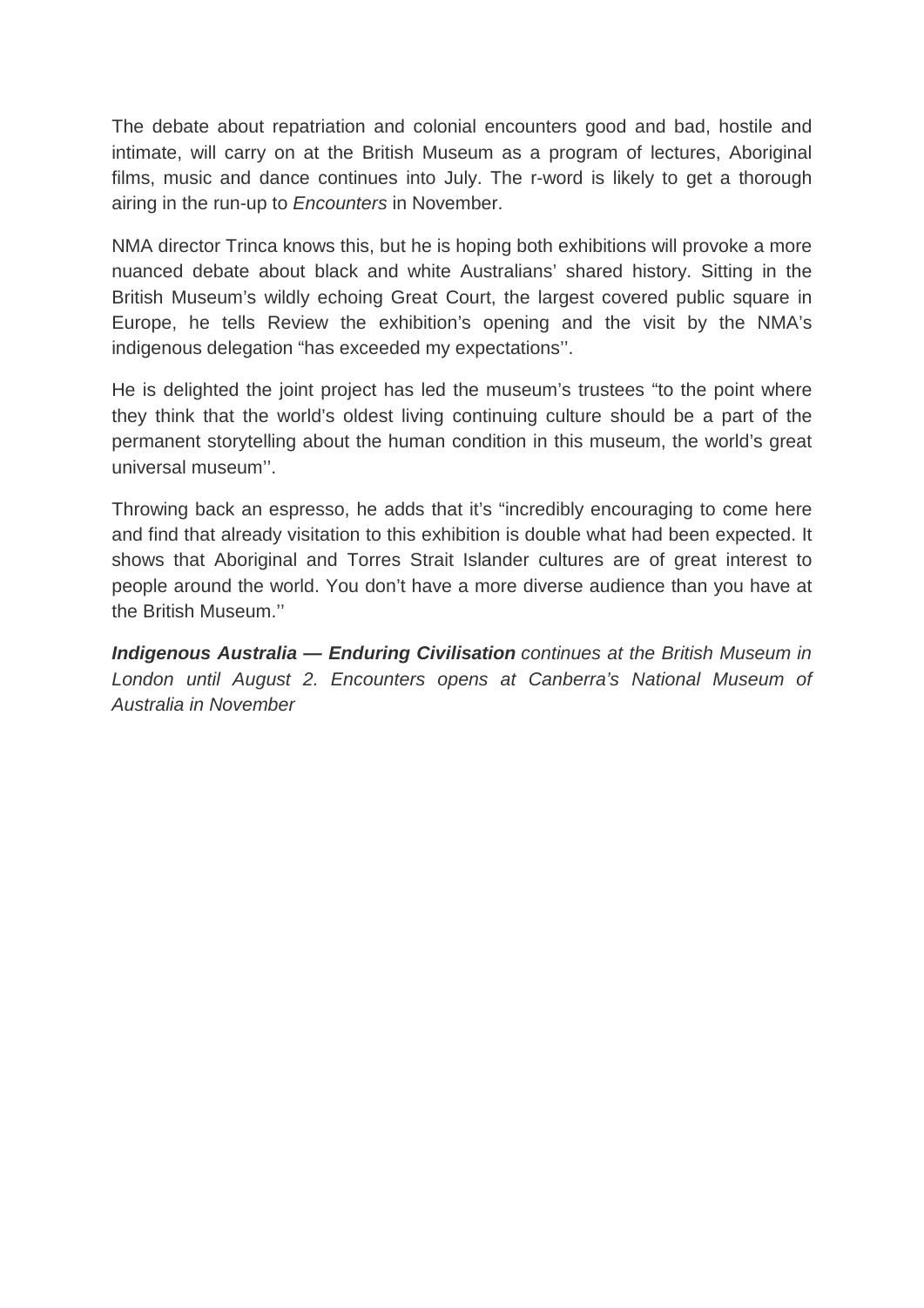The debate about repatriation and colonial encounters good and bad, hostile and intimate, will carry on at the British Museum as a program of lectures, Aboriginal films, music and dance continues into July. The r-word is likely to get a thorough airing in the run-up to *Encounters* in November.

NMA director Trinca knows this, but he is hoping both exhibitions will provoke a more nuanced debate about black and white Australians' shared history. Sitting in the British Museum's wildly echoing Great Court, the largest covered public square in Europe, he tells Review the exhibition's opening and the visit by the NMA's indigenous delegation "has exceeded my expectations''.

He is delighted the joint project has led the museum's trustees "to the point where they think that the world's oldest living continuing culture should be a part of the permanent storytelling about the human condition in this museum, the world's great universal museum''.

Throwing back an espresso, he adds that it's "incredibly encouraging to come here and find that already visitation to this exhibition is double what had been expected. It shows that Aboriginal and Torres Strait Islander cultures are of great interest to people around the world. You don't have a more diverse audience than you have at the British Museum.''

***Indigenous Australia — Enduring Civilisation*** *continues at the British Museum in London until August 2. Encounters opens at Canberra's National Museum of Australia in November*